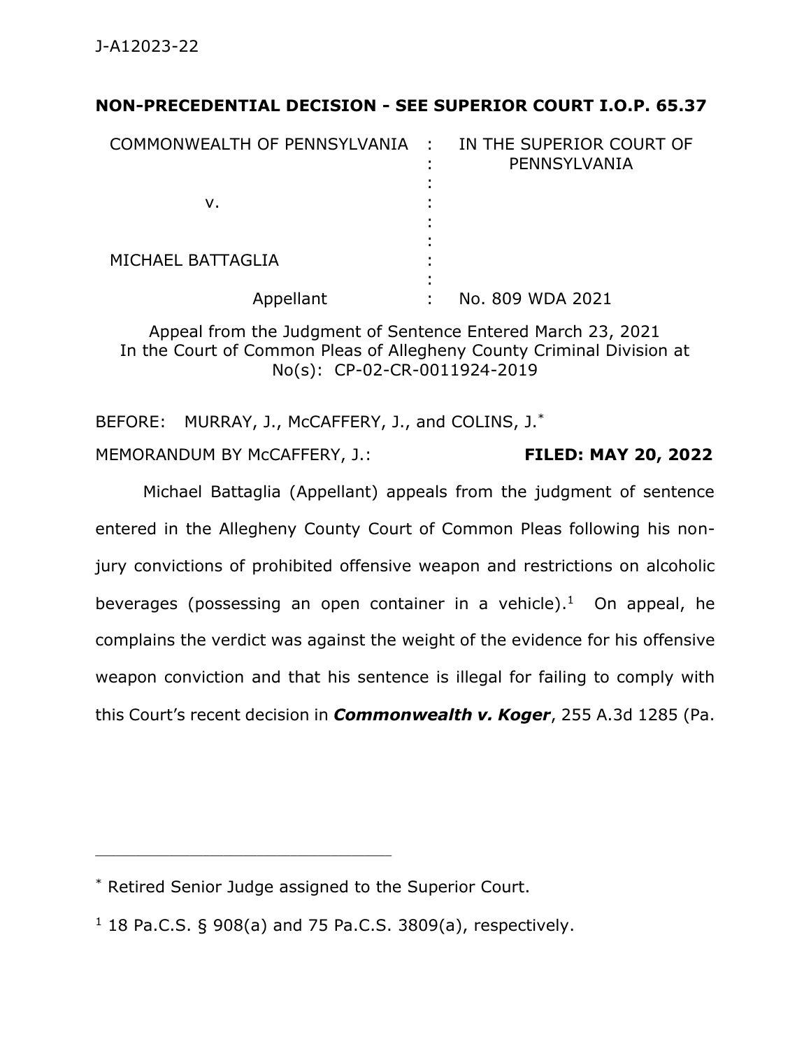**NON-PRECEDENTIAL DECISION - SEE SUPERIOR COURT I.O.P. 65.37**

| | | |
|---|---|---|
| COMMONWEALTH OF PENNSYLVANIA | : | IN THE SUPERIOR COURT OF PENNSYLVANIA |
| v. | : | |
| MICHAEL BATTAGLIA | : | |
| Appellant | : | No. 809 WDA 2021 |

Appeal from the Judgment of Sentence Entered March 23, 2021
In the Court of Common Pleas of Allegheny County Criminal Division at No(s): CP-02-CR-0011924-2019

BEFORE: MURRAY, J., McCAFFERY, J., and COLINS, J.*

MEMORANDUM BY McCAFFERY, J.: **FILED: MAY 20, 2022**

Michael Battaglia (Appellant) appeals from the judgment of sentence entered in the Allegheny County Court of Common Pleas following his non-jury convictions of prohibited offensive weapon and restrictions on alcoholic beverages (possessing an open container in a vehicle).[1] On appeal, he complains the verdict was against the weight of the evidence for his offensive weapon conviction and that his sentence is illegal for failing to comply with this Court's recent decision in ***Commonwealth v. Koger***, 255 A.3d 1285 (Pa.

---

* Retired Senior Judge assigned to the Superior Court.

[1] 18 Pa.C.S. § 908(a) and 75 Pa.C.S. 3809(a), respectively.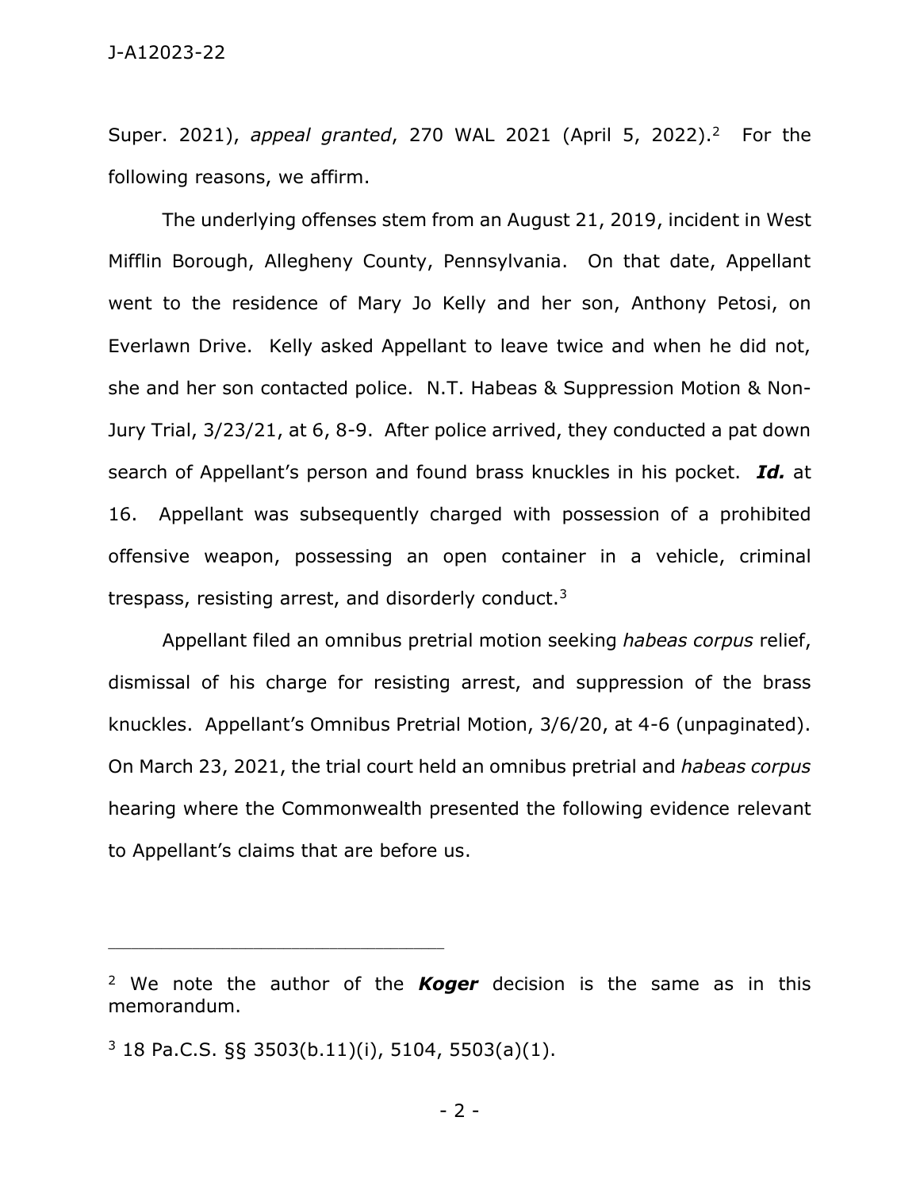Super. 2021), *appeal granted*, 270 WAL 2021 (April 5, 2022).[2] For the following reasons, we affirm.

The underlying offenses stem from an August 21, 2019, incident in West Mifflin Borough, Allegheny County, Pennsylvania. On that date, Appellant went to the residence of Mary Jo Kelly and her son, Anthony Petosi, on Everlawn Drive. Kelly asked Appellant to leave twice and when he did not, she and her son contacted police. N.T. Habeas & Suppression Motion & Non-Jury Trial, 3/23/21, at 6, 8-9. After police arrived, they conducted a pat down search of Appellant's person and found brass knuckles in his pocket. ***Id.*** at 16. Appellant was subsequently charged with possession of a prohibited offensive weapon, possessing an open container in a vehicle, criminal trespass, resisting arrest, and disorderly conduct.[3]

Appellant filed an omnibus pretrial motion seeking *habeas corpus* relief, dismissal of his charge for resisting arrest, and suppression of the brass knuckles. Appellant's Omnibus Pretrial Motion, 3/6/20, at 4-6 (unpaginated). On March 23, 2021, the trial court held an omnibus pretrial and *habeas corpus* hearing where the Commonwealth presented the following evidence relevant to Appellant's claims that are before us.

---

[2] We note the author of the ***Koger*** decision is the same as in this memorandum.

[3] 18 Pa.C.S. §§ 3503(b.11)(i), 5104, 5503(a)(1).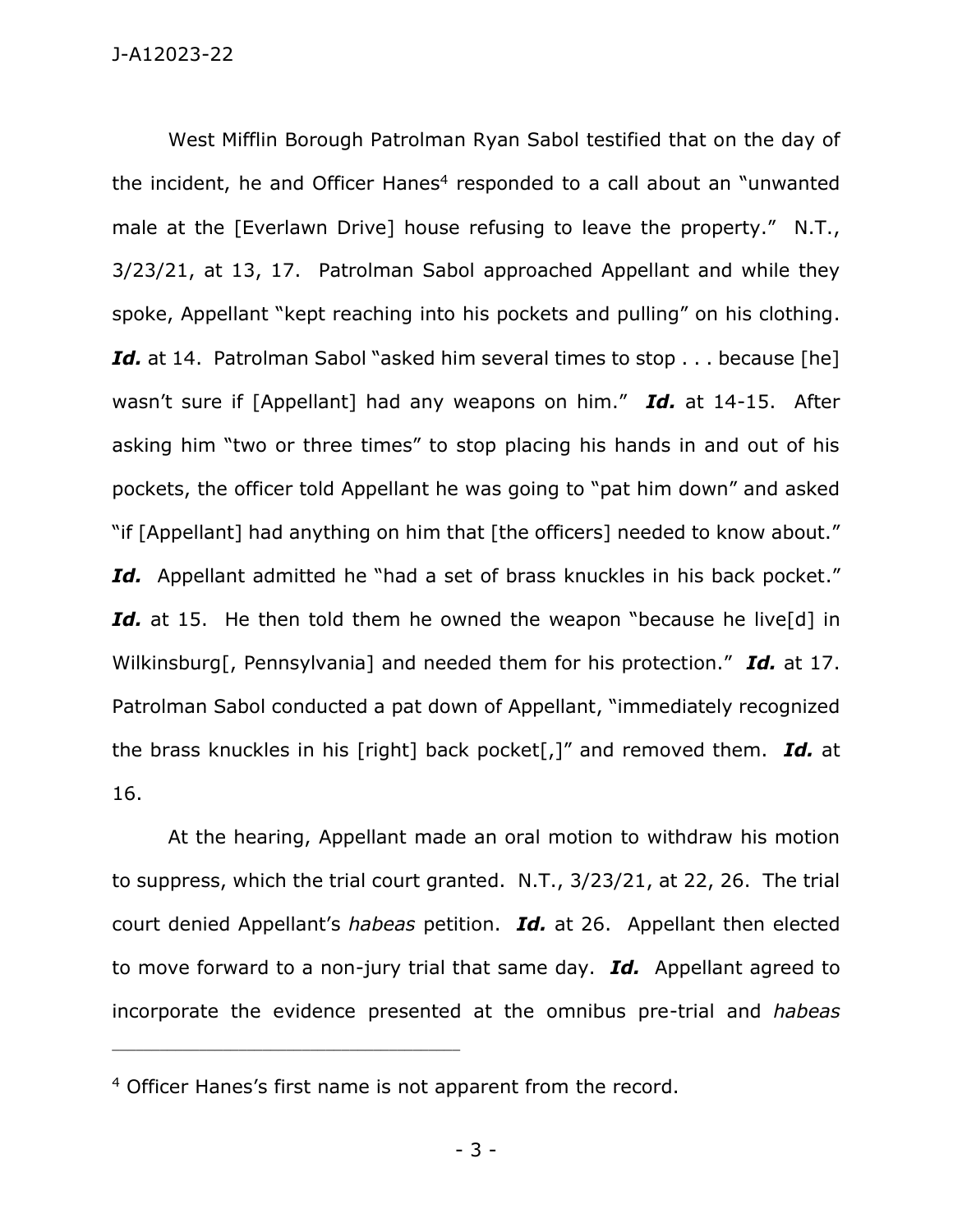West Mifflin Borough Patrolman Ryan Sabol testified that on the day of the incident, he and Officer Hanes[4] responded to a call about an "unwanted male at the [Everlawn Drive] house refusing to leave the property." N.T., 3/23/21, at 13, 17. Patrolman Sabol approached Appellant and while they spoke, Appellant "kept reaching into his pockets and pulling" on his clothing. ***Id.*** at 14. Patrolman Sabol "asked him several times to stop . . . because [he] wasn't sure if [Appellant] had any weapons on him." ***Id.*** at 14-15. After asking him "two or three times" to stop placing his hands in and out of his pockets, the officer told Appellant he was going to "pat him down" and asked "if [Appellant] had anything on him that [the officers] needed to know about." ***Id.*** Appellant admitted he "had a set of brass knuckles in his back pocket." ***Id.*** at 15. He then told them he owned the weapon "because he live[d] in Wilkinsburg[, Pennsylvania] and needed them for his protection." ***Id.*** at 17. Patrolman Sabol conducted a pat down of Appellant, "immediately recognized the brass knuckles in his [right] back pocket[,]" and removed them. ***Id.*** at 16.

At the hearing, Appellant made an oral motion to withdraw his motion to suppress, which the trial court granted. N.T., 3/23/21, at 22, 26. The trial court denied Appellant's *habeas* petition. ***Id.*** at 26. Appellant then elected to move forward to a non-jury trial that same day. ***Id.*** Appellant agreed to incorporate the evidence presented at the omnibus pre-trial and *habeas*

---

[4] Officer Hanes's first name is not apparent from the record.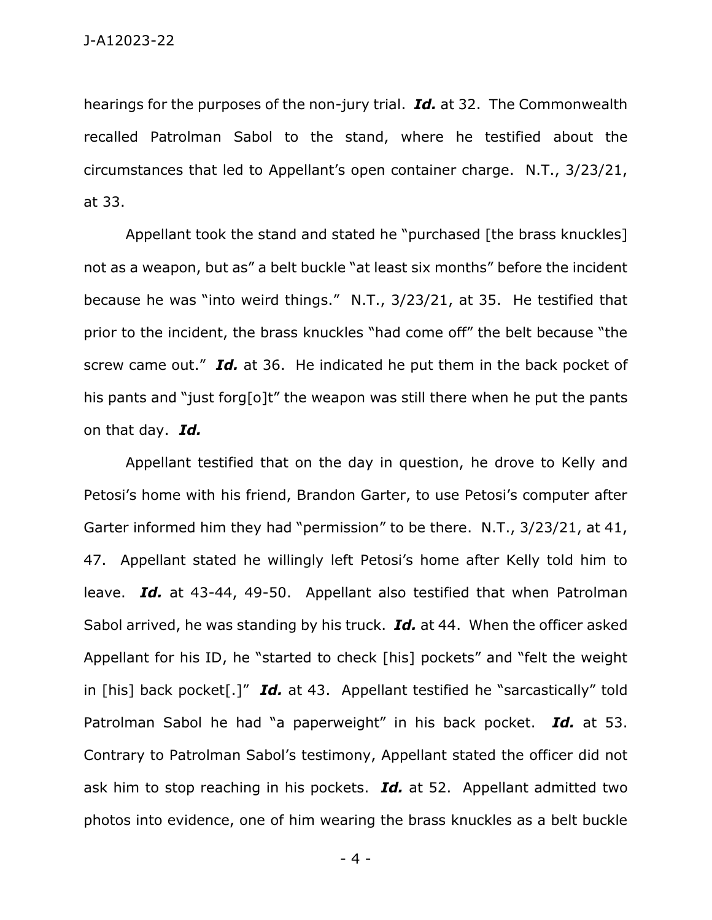hearings for the purposes of the non-jury trial. ***Id.*** at 32. The Commonwealth recalled Patrolman Sabol to the stand, where he testified about the circumstances that led to Appellant's open container charge. N.T., 3/23/21, at 33.

Appellant took the stand and stated he "purchased [the brass knuckles] not as a weapon, but as" a belt buckle "at least six months" before the incident because he was "into weird things." N.T., 3/23/21, at 35. He testified that prior to the incident, the brass knuckles "had come off" the belt because "the screw came out." ***Id.*** at 36. He indicated he put them in the back pocket of his pants and "just forg[o]t" the weapon was still there when he put the pants on that day. ***Id.***

Appellant testified that on the day in question, he drove to Kelly and Petosi's home with his friend, Brandon Garter, to use Petosi's computer after Garter informed him they had "permission" to be there. N.T., 3/23/21, at 41, 47. Appellant stated he willingly left Petosi's home after Kelly told him to leave. ***Id.*** at 43-44, 49-50. Appellant also testified that when Patrolman Sabol arrived, he was standing by his truck. ***Id.*** at 44. When the officer asked Appellant for his ID, he "started to check [his] pockets" and "felt the weight in [his] back pocket[.]" ***Id.*** at 43. Appellant testified he "sarcastically" told Patrolman Sabol he had "a paperweight" in his back pocket. ***Id.*** at 53. Contrary to Patrolman Sabol's testimony, Appellant stated the officer did not ask him to stop reaching in his pockets. ***Id.*** at 52. Appellant admitted two photos into evidence, one of him wearing the brass knuckles as a belt buckle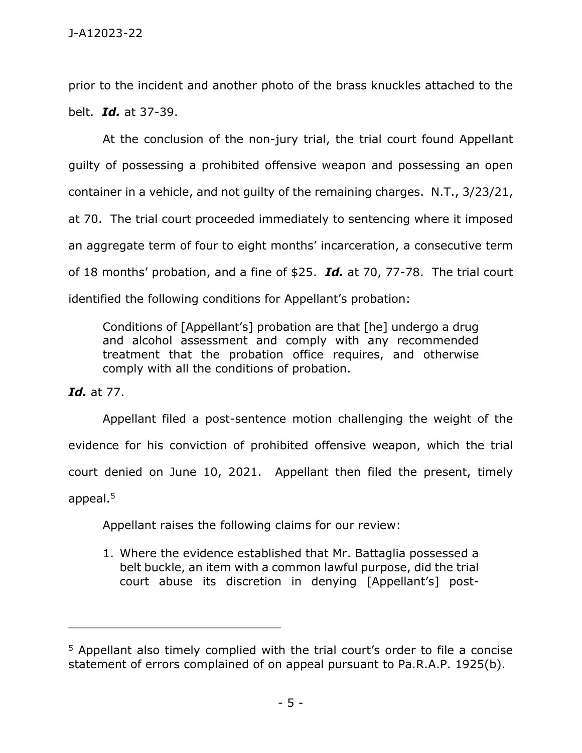prior to the incident and another photo of the brass knuckles attached to the belt. ***Id.*** at 37-39.

At the conclusion of the non-jury trial, the trial court found Appellant guilty of possessing a prohibited offensive weapon and possessing an open container in a vehicle, and not guilty of the remaining charges. N.T., 3/23/21, at 70. The trial court proceeded immediately to sentencing where it imposed an aggregate term of four to eight months' incarceration, a consecutive term of 18 months' probation, and a fine of $25. ***Id.*** at 70, 77-78. The trial court identified the following conditions for Appellant's probation:

> Conditions of [Appellant's] probation are that [he] undergo a drug and alcohol assessment and comply with any recommended treatment that the probation office requires, and otherwise comply with all the conditions of probation.

***Id.*** at 77.

Appellant filed a post-sentence motion challenging the weight of the evidence for his conviction of prohibited offensive weapon, which the trial court denied on June 10, 2021. Appellant then filed the present, timely appeal.[5]

Appellant raises the following claims for our review:

> 1. Where the evidence established that Mr. Battaglia possessed a belt buckle, an item with a common lawful purpose, did the trial court abuse its discretion in denying [Appellant's] post-

---

[5] Appellant also timely complied with the trial court's order to file a concise statement of errors complained of on appeal pursuant to Pa.R.A.P. 1925(b).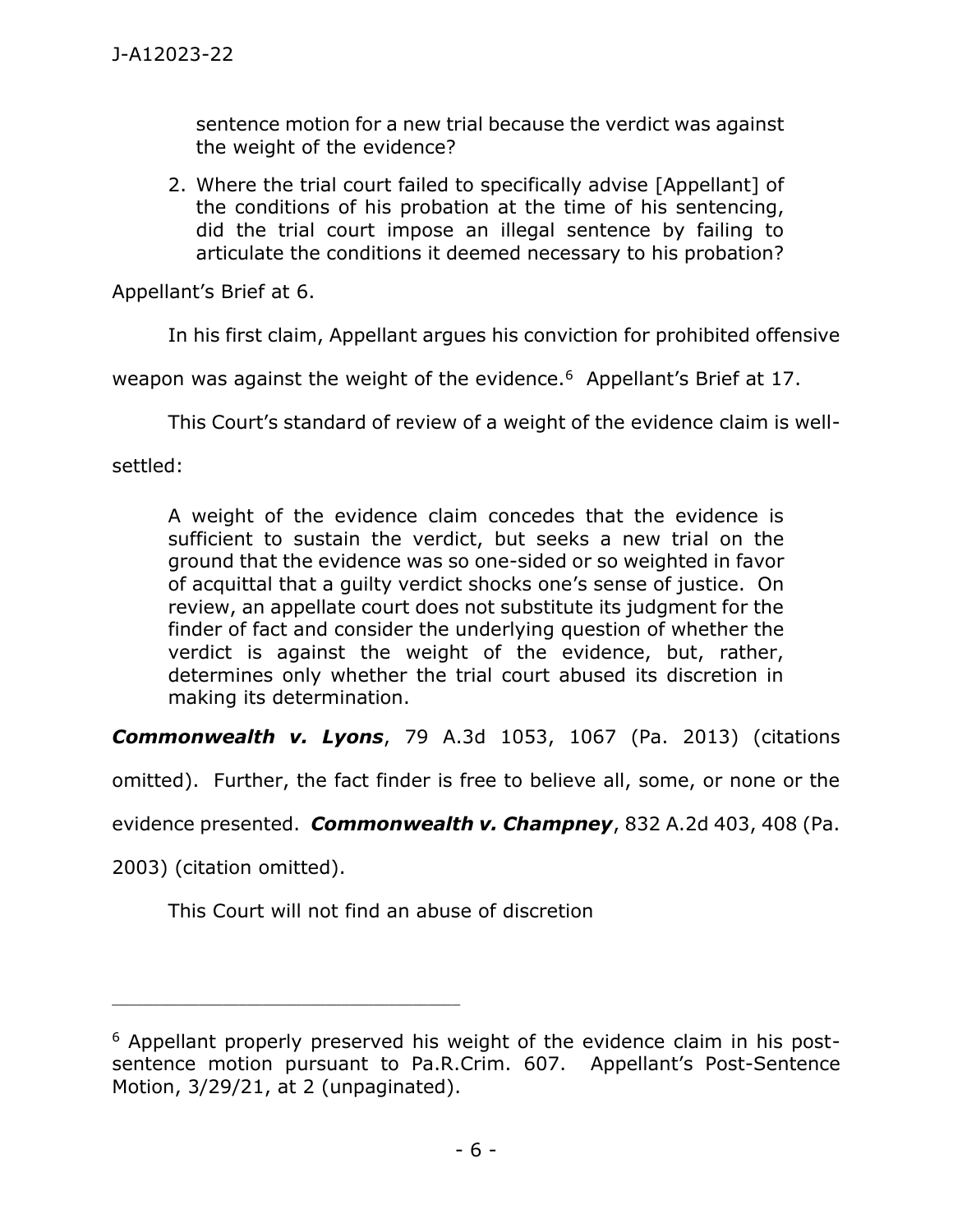sentence motion for a new trial because the verdict was against the weight of the evidence?

> 2. Where the trial court failed to specifically advise [Appellant] of the conditions of his probation at the time of his sentencing, did the trial court impose an illegal sentence by failing to articulate the conditions it deemed necessary to his probation?

Appellant's Brief at 6.

In his first claim, Appellant argues his conviction for prohibited offensive weapon was against the weight of the evidence.[6] Appellant's Brief at 17.

This Court's standard of review of a weight of the evidence claim is well-settled:

> A weight of the evidence claim concedes that the evidence is sufficient to sustain the verdict, but seeks a new trial on the ground that the evidence was so one-sided or so weighted in favor of acquittal that a guilty verdict shocks one's sense of justice. On review, an appellate court does not substitute its judgment for the finder of fact and consider the underlying question of whether the verdict is against the weight of the evidence, but, rather, determines only whether the trial court abused its discretion in making its determination.

***Commonwealth v. Lyons***, 79 A.3d 1053, 1067 (Pa. 2013) (citations omitted). Further, the fact finder is free to believe all, some, or none or the evidence presented. ***Commonwealth v. Champney***, 832 A.2d 403, 408 (Pa. 2003) (citation omitted).

This Court will not find an abuse of discretion

---

[6] Appellant properly preserved his weight of the evidence claim in his post-sentence motion pursuant to Pa.R.Crim. 607. Appellant's Post-Sentence Motion, 3/29/21, at 2 (unpaginated).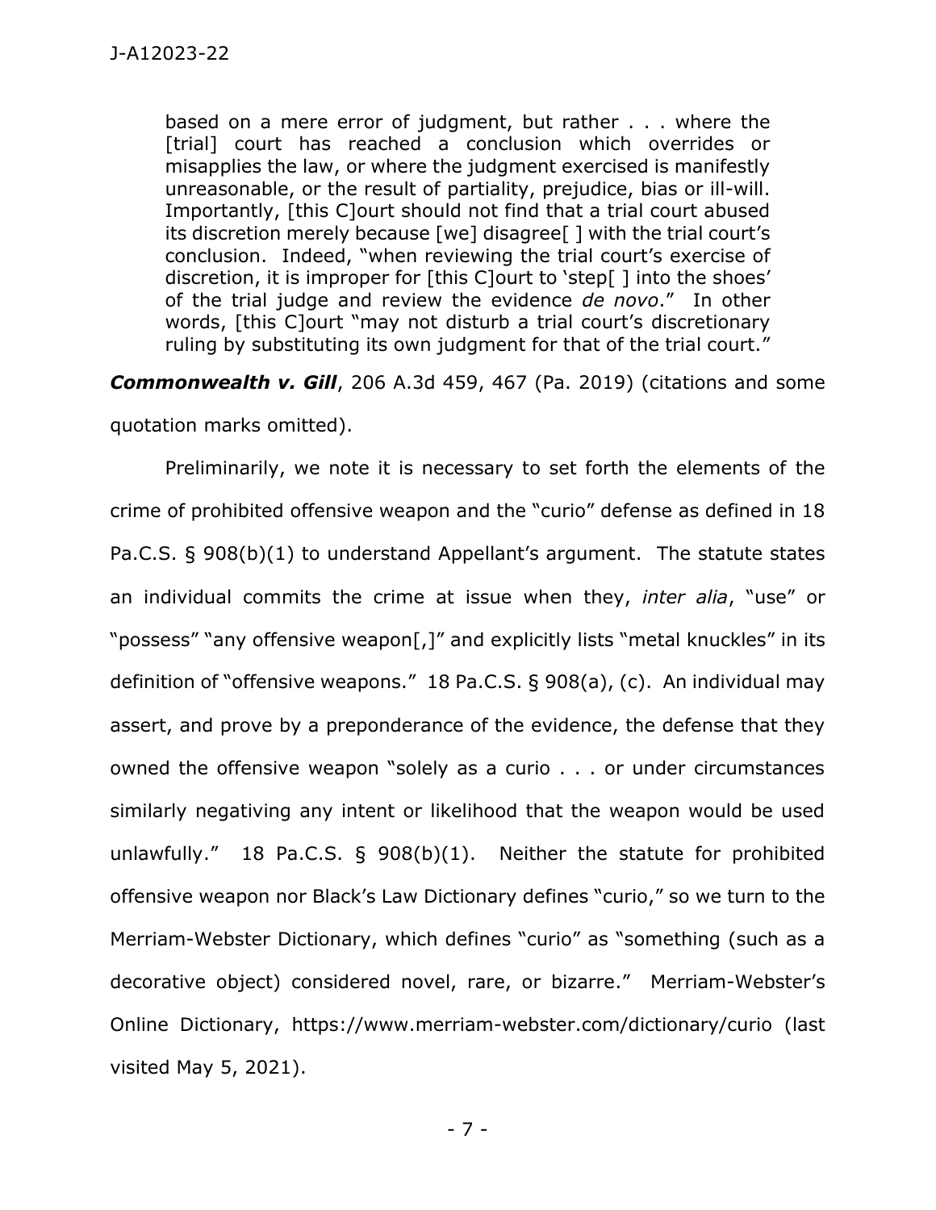> based on a mere error of judgment, but rather . . . where the [trial] court has reached a conclusion which overrides or misapplies the law, or where the judgment exercised is manifestly unreasonable, or the result of partiality, prejudice, bias or ill-will. Importantly, [this C]ourt should not find that a trial court abused its discretion merely because [we] disagree[ ] with the trial court's conclusion. Indeed, "when reviewing the trial court's exercise of discretion, it is improper for [this C]ourt to 'step[ ] into the shoes' of the trial judge and review the evidence *de novo*." In other words, [this C]ourt "may not disturb a trial court's discretionary ruling by substituting its own judgment for that of the trial court."

***Commonwealth v. Gill***, 206 A.3d 459, 467 (Pa. 2019) (citations and some quotation marks omitted).

Preliminarily, we note it is necessary to set forth the elements of the crime of prohibited offensive weapon and the "curio" defense as defined in 18 Pa.C.S. § 908(b)(1) to understand Appellant's argument. The statute states an individual commits the crime at issue when they, *inter alia*, "use" or "possess" "any offensive weapon[,]" and explicitly lists "metal knuckles" in its definition of "offensive weapons." 18 Pa.C.S. § 908(a), (c). An individual may assert, and prove by a preponderance of the evidence, the defense that they owned the offensive weapon "solely as a curio . . . or under circumstances similarly negativing any intent or likelihood that the weapon would be used unlawfully." 18 Pa.C.S. § 908(b)(1). Neither the statute for prohibited offensive weapon nor Black's Law Dictionary defines "curio," so we turn to the Merriam-Webster Dictionary, which defines "curio" as "something (such as a decorative object) considered novel, rare, or bizarre." Merriam-Webster's Online Dictionary, https://www.merriam-webster.com/dictionary/curio (last visited May 5, 2021).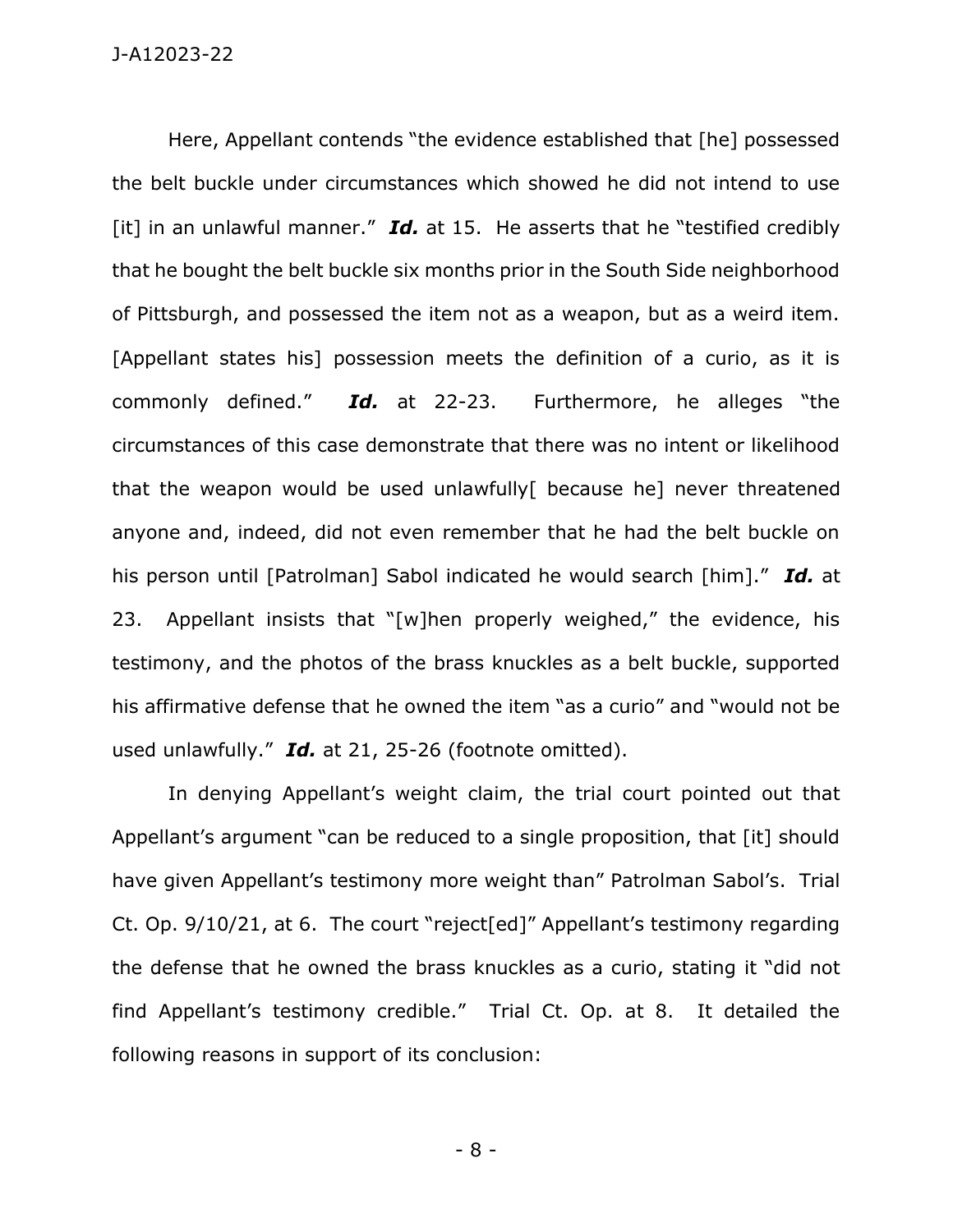Here, Appellant contends "the evidence established that [he] possessed the belt buckle under circumstances which showed he did not intend to use [it] in an unlawful manner." ***Id.*** at 15. He asserts that he "testified credibly that he bought the belt buckle six months prior in the South Side neighborhood of Pittsburgh, and possessed the item not as a weapon, but as a weird item. [Appellant states his] possession meets the definition of a curio, as it is commonly defined." ***Id.*** at 22-23. Furthermore, he alleges "the circumstances of this case demonstrate that there was no intent or likelihood that the weapon would be used unlawfully[ because he] never threatened anyone and, indeed, did not even remember that he had the belt buckle on his person until [Patrolman] Sabol indicated he would search [him]." ***Id.*** at 23. Appellant insists that "[w]hen properly weighed," the evidence, his testimony, and the photos of the brass knuckles as a belt buckle, supported his affirmative defense that he owned the item "as a curio" and "would not be used unlawfully." ***Id.*** at 21, 25-26 (footnote omitted).

In denying Appellant's weight claim, the trial court pointed out that Appellant's argument "can be reduced to a single proposition, that [it] should have given Appellant's testimony more weight than" Patrolman Sabol's. Trial Ct. Op. 9/10/21, at 6. The court "reject[ed]" Appellant's testimony regarding the defense that he owned the brass knuckles as a curio, stating it "did not find Appellant's testimony credible." Trial Ct. Op. at 8. It detailed the following reasons in support of its conclusion: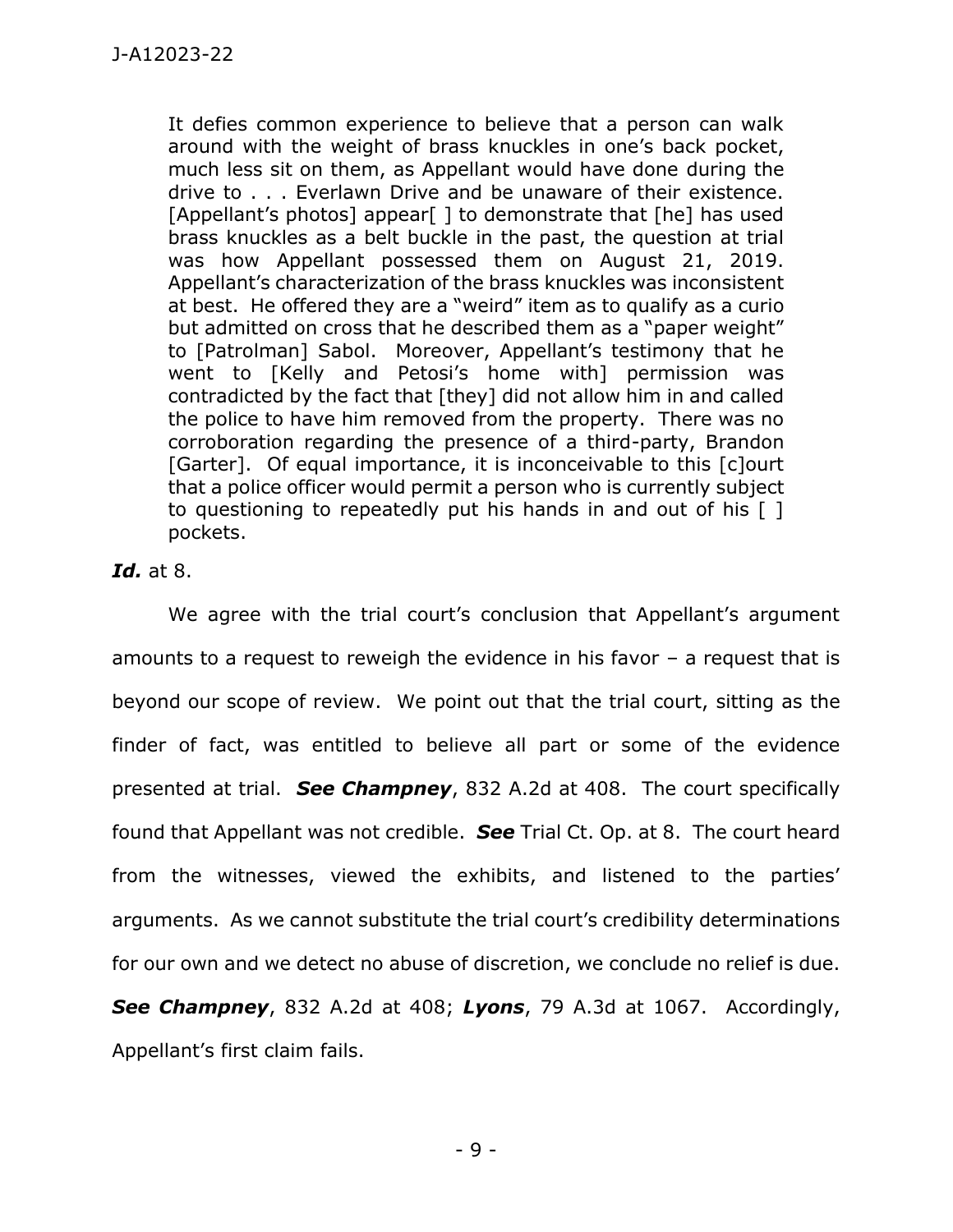> It defies common experience to believe that a person can walk around with the weight of brass knuckles in one's back pocket, much less sit on them, as Appellant would have done during the drive to . . . Everlawn Drive and be unaware of their existence. [Appellant's photos] appear[ ] to demonstrate that [he] has used brass knuckles as a belt buckle in the past, the question at trial was how Appellant possessed them on August 21, 2019. Appellant's characterization of the brass knuckles was inconsistent at best. He offered they are a "weird" item as to qualify as a curio but admitted on cross that he described them as a "paper weight" to [Patrolman] Sabol. Moreover, Appellant's testimony that he went to [Kelly and Petosi's home with] permission was contradicted by the fact that [they] did not allow him in and called the police to have him removed from the property. There was no corroboration regarding the presence of a third-party, Brandon [Garter]. Of equal importance, it is inconceivable to this [c]ourt that a police officer would permit a person who is currently subject to questioning to repeatedly put his hands in and out of his [ ] pockets.

***Id.*** at 8.

We agree with the trial court's conclusion that Appellant's argument amounts to a request to reweigh the evidence in his favor – a request that is beyond our scope of review. We point out that the trial court, sitting as the finder of fact, was entitled to believe all part or some of the evidence presented at trial. ***See Champney***, 832 A.2d at 408. The court specifically found that Appellant was not credible. ***See*** Trial Ct. Op. at 8. The court heard from the witnesses, viewed the exhibits, and listened to the parties' arguments. As we cannot substitute the trial court's credibility determinations for our own and we detect no abuse of discretion, we conclude no relief is due. ***See Champney***, 832 A.2d at 408; ***Lyons***, 79 A.3d at 1067. Accordingly, Appellant's first claim fails.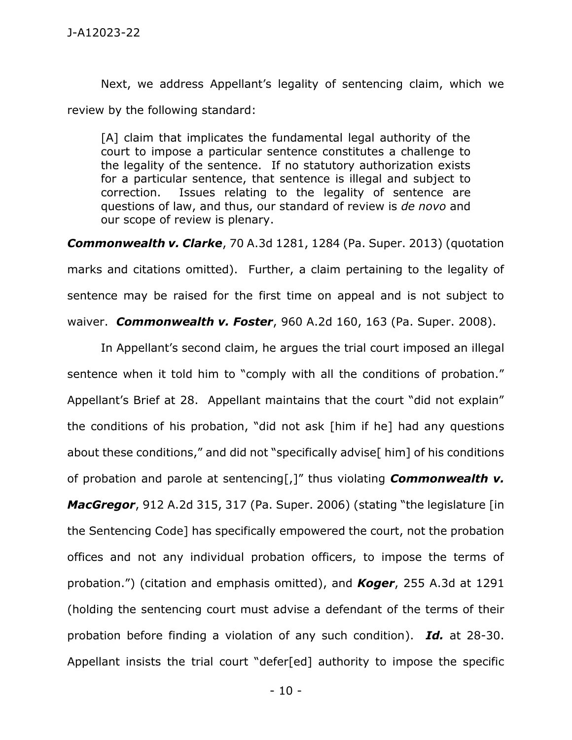Next, we address Appellant's legality of sentencing claim, which we review by the following standard:

> [A] claim that implicates the fundamental legal authority of the court to impose a particular sentence constitutes a challenge to the legality of the sentence. If no statutory authorization exists for a particular sentence, that sentence is illegal and subject to correction. Issues relating to the legality of sentence are questions of law, and thus, our standard of review is *de novo* and our scope of review is plenary.

***Commonwealth v. Clarke***, 70 A.3d 1281, 1284 (Pa. Super. 2013) (quotation marks and citations omitted). Further, a claim pertaining to the legality of sentence may be raised for the first time on appeal and is not subject to waiver. ***Commonwealth v. Foster***, 960 A.2d 160, 163 (Pa. Super. 2008).

In Appellant's second claim, he argues the trial court imposed an illegal sentence when it told him to "comply with all the conditions of probation." Appellant's Brief at 28. Appellant maintains that the court "did not explain" the conditions of his probation, "did not ask [him if he] had any questions about these conditions," and did not "specifically advise[ him] of his conditions of probation and parole at sentencing[,]" thus violating ***Commonwealth v. MacGregor***, 912 A.2d 315, 317 (Pa. Super. 2006) (stating "the legislature [in the Sentencing Code] has specifically empowered the court, not the probation offices and not any individual probation officers, to impose the terms of probation.") (citation and emphasis omitted), and ***Koger***, 255 A.3d at 1291 (holding the sentencing court must advise a defendant of the terms of their probation before finding a violation of any such condition). ***Id.*** at 28-30. Appellant insists the trial court "defer[ed] authority to impose the specific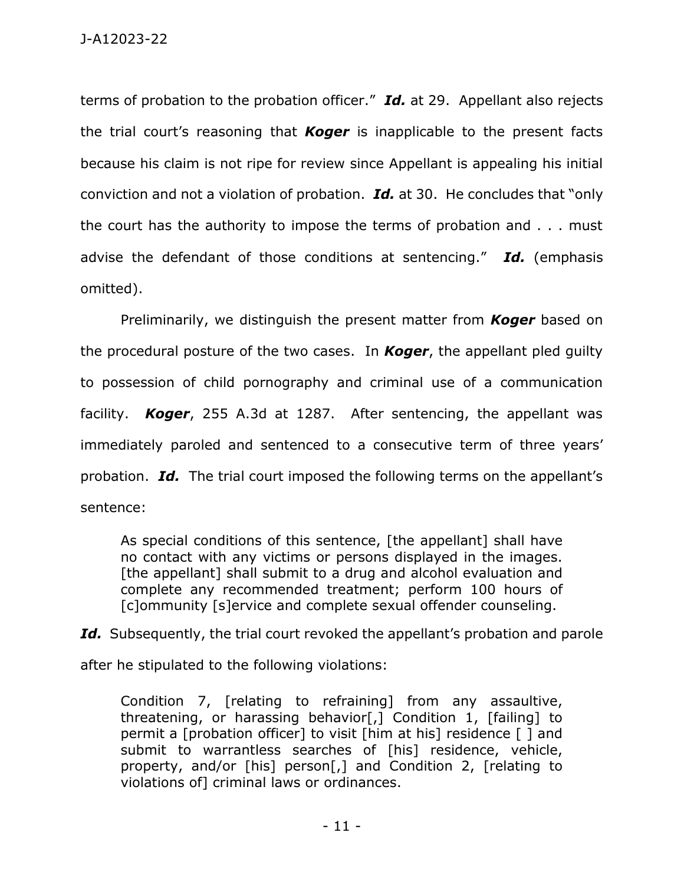terms of probation to the probation officer." ***Id.*** at 29. Appellant also rejects the trial court's reasoning that ***Koger*** is inapplicable to the present facts because his claim is not ripe for review since Appellant is appealing his initial conviction and not a violation of probation. ***Id.*** at 30. He concludes that "only the court has the authority to impose the terms of probation and . . . must advise the defendant of those conditions at sentencing." ***Id.*** (emphasis omitted).

Preliminarily, we distinguish the present matter from ***Koger*** based on the procedural posture of the two cases. In ***Koger***, the appellant pled guilty to possession of child pornography and criminal use of a communication facility. ***Koger***, 255 A.3d at 1287. After sentencing, the appellant was immediately paroled and sentenced to a consecutive term of three years' probation. ***Id.*** The trial court imposed the following terms on the appellant's sentence:

> As special conditions of this sentence, [the appellant] shall have no contact with any victims or persons displayed in the images. [the appellant] shall submit to a drug and alcohol evaluation and complete any recommended treatment; perform 100 hours of [c]ommunity [s]ervice and complete sexual offender counseling.

***Id.*** Subsequently, the trial court revoked the appellant's probation and parole after he stipulated to the following violations:

> Condition 7, [relating to refraining] from any assaultive, threatening, or harassing behavior[,] Condition 1, [failing] to permit a [probation officer] to visit [him at his] residence [ ] and submit to warrantless searches of [his] residence, vehicle, property, and/or [his] person[,] and Condition 2, [relating to violations of] criminal laws or ordinances.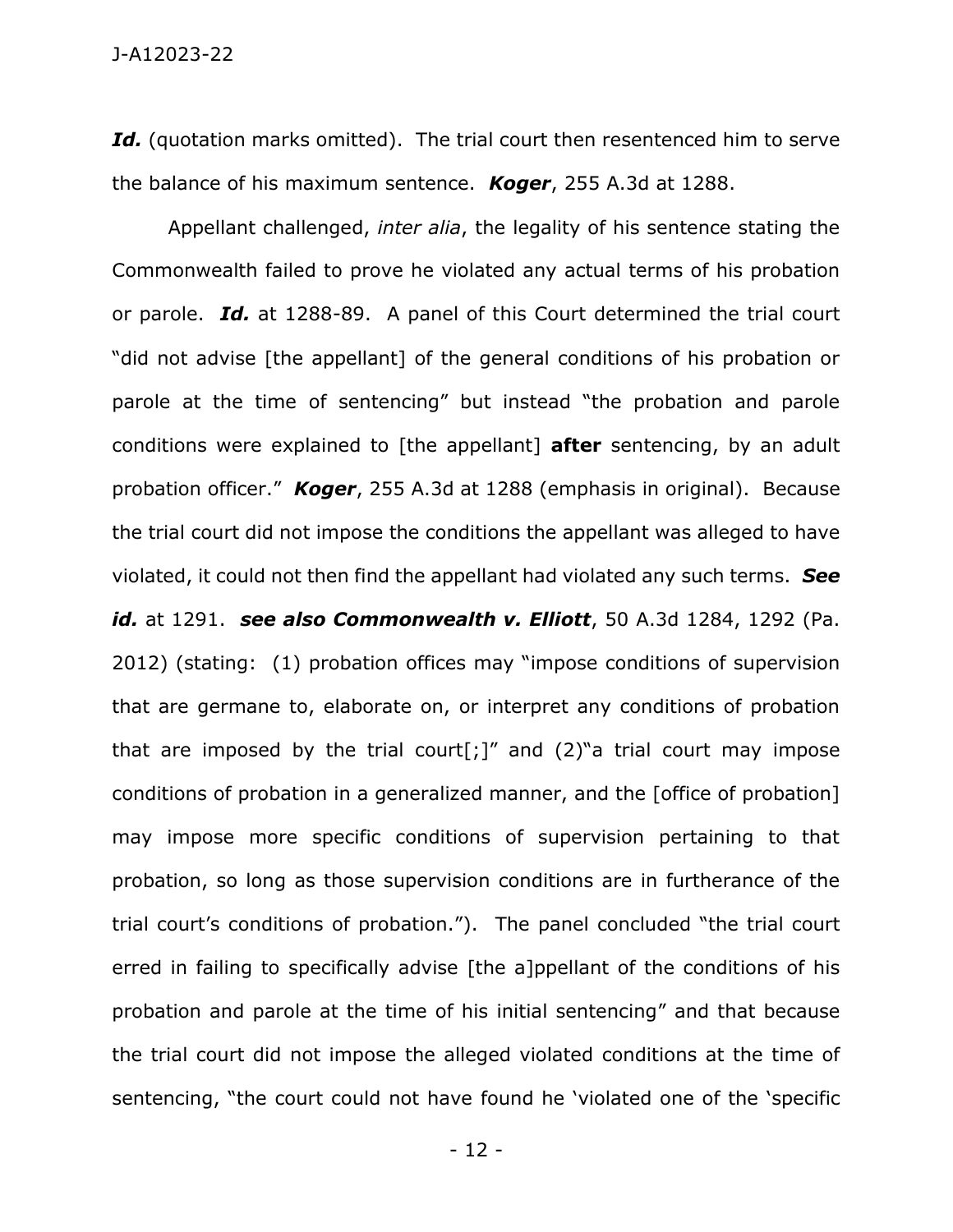***Id.*** (quotation marks omitted). The trial court then resentenced him to serve the balance of his maximum sentence. ***Koger***, 255 A.3d at 1288.

Appellant challenged, *inter alia*, the legality of his sentence stating the Commonwealth failed to prove he violated any actual terms of his probation or parole. ***Id.*** at 1288-89. A panel of this Court determined the trial court "did not advise [the appellant] of the general conditions of his probation or parole at the time of sentencing" but instead "the probation and parole conditions were explained to [the appellant] **after** sentencing, by an adult probation officer." ***Koger***, 255 A.3d at 1288 (emphasis in original). Because the trial court did not impose the conditions the appellant was alleged to have violated, it could not then find the appellant had violated any such terms. ***See id.*** at 1291. ***see also Commonwealth v. Elliott***, 50 A.3d 1284, 1292 (Pa. 2012) (stating: (1) probation offices may "impose conditions of supervision that are germane to, elaborate on, or interpret any conditions of probation that are imposed by the trial court[;]" and (2)"a trial court may impose conditions of probation in a generalized manner, and the [office of probation] may impose more specific conditions of supervision pertaining to that probation, so long as those supervision conditions are in furtherance of the trial court's conditions of probation."). The panel concluded "the trial court erred in failing to specifically advise [the a]ppellant of the conditions of his probation and parole at the time of his initial sentencing" and that because the trial court did not impose the alleged violated conditions at the time of sentencing, "the court could not have found he 'violated one of the 'specific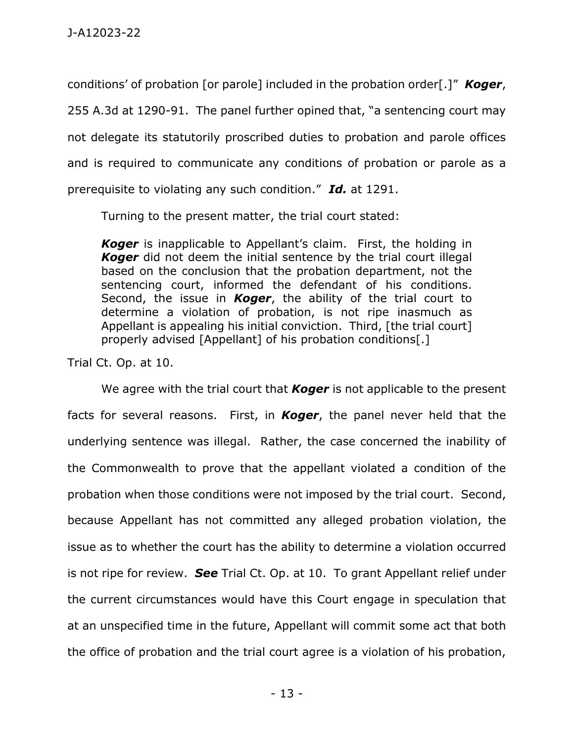conditions' of probation [or parole] included in the probation order[.]" ***Koger***, 255 A.3d at 1290-91. The panel further opined that, "a sentencing court may not delegate its statutorily proscribed duties to probation and parole offices and is required to communicate any conditions of probation or parole as a prerequisite to violating any such condition." ***Id.*** at 1291.

Turning to the present matter, the trial court stated:

> ***Koger*** is inapplicable to Appellant's claim. First, the holding in ***Koger*** did not deem the initial sentence by the trial court illegal based on the conclusion that the probation department, not the sentencing court, informed the defendant of his conditions. Second, the issue in ***Koger***, the ability of the trial court to determine a violation of probation, is not ripe inasmuch as Appellant is appealing his initial conviction. Third, [the trial court] properly advised [Appellant] of his probation conditions[.]

Trial Ct. Op. at 10.

We agree with the trial court that ***Koger*** is not applicable to the present facts for several reasons. First, in ***Koger***, the panel never held that the underlying sentence was illegal. Rather, the case concerned the inability of the Commonwealth to prove that the appellant violated a condition of the probation when those conditions were not imposed by the trial court. Second, because Appellant has not committed any alleged probation violation, the issue as to whether the court has the ability to determine a violation occurred is not ripe for review. ***See*** Trial Ct. Op. at 10. To grant Appellant relief under the current circumstances would have this Court engage in speculation that at an unspecified time in the future, Appellant will commit some act that both the office of probation and the trial court agree is a violation of his probation,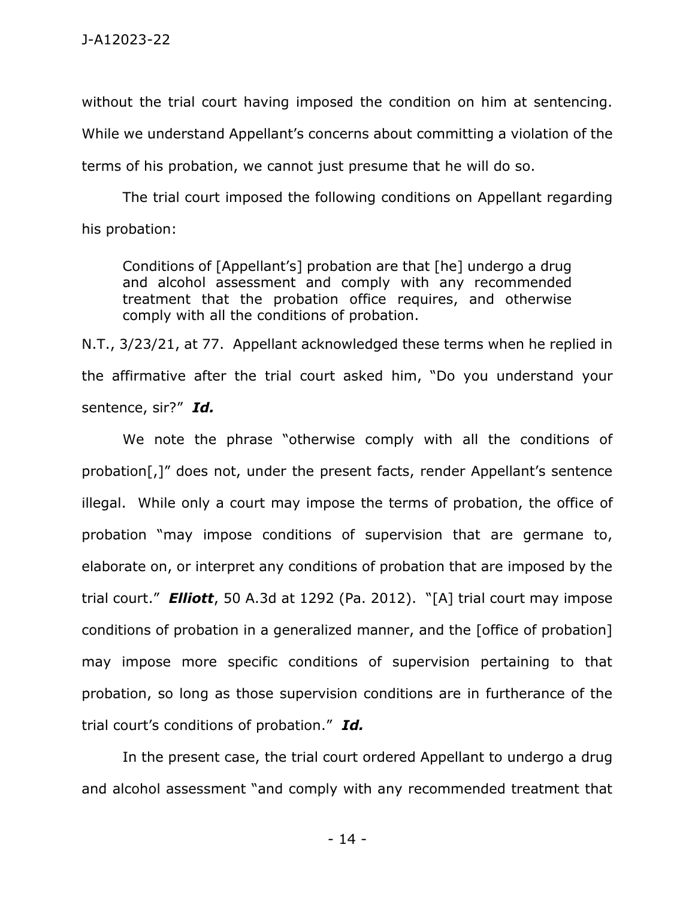without the trial court having imposed the condition on him at sentencing. While we understand Appellant's concerns about committing a violation of the terms of his probation, we cannot just presume that he will do so.

The trial court imposed the following conditions on Appellant regarding his probation:

> Conditions of [Appellant's] probation are that [he] undergo a drug and alcohol assessment and comply with any recommended treatment that the probation office requires, and otherwise comply with all the conditions of probation.

N.T., 3/23/21, at 77. Appellant acknowledged these terms when he replied in the affirmative after the trial court asked him, "Do you understand your sentence, sir?" ***Id.***

We note the phrase "otherwise comply with all the conditions of probation[,]" does not, under the present facts, render Appellant's sentence illegal. While only a court may impose the terms of probation, the office of probation "may impose conditions of supervision that are germane to, elaborate on, or interpret any conditions of probation that are imposed by the trial court." ***Elliott***, 50 A.3d at 1292 (Pa. 2012). "[A] trial court may impose conditions of probation in a generalized manner, and the [office of probation] may impose more specific conditions of supervision pertaining to that probation, so long as those supervision conditions are in furtherance of the trial court's conditions of probation." ***Id.***

In the present case, the trial court ordered Appellant to undergo a drug and alcohol assessment "and comply with any recommended treatment that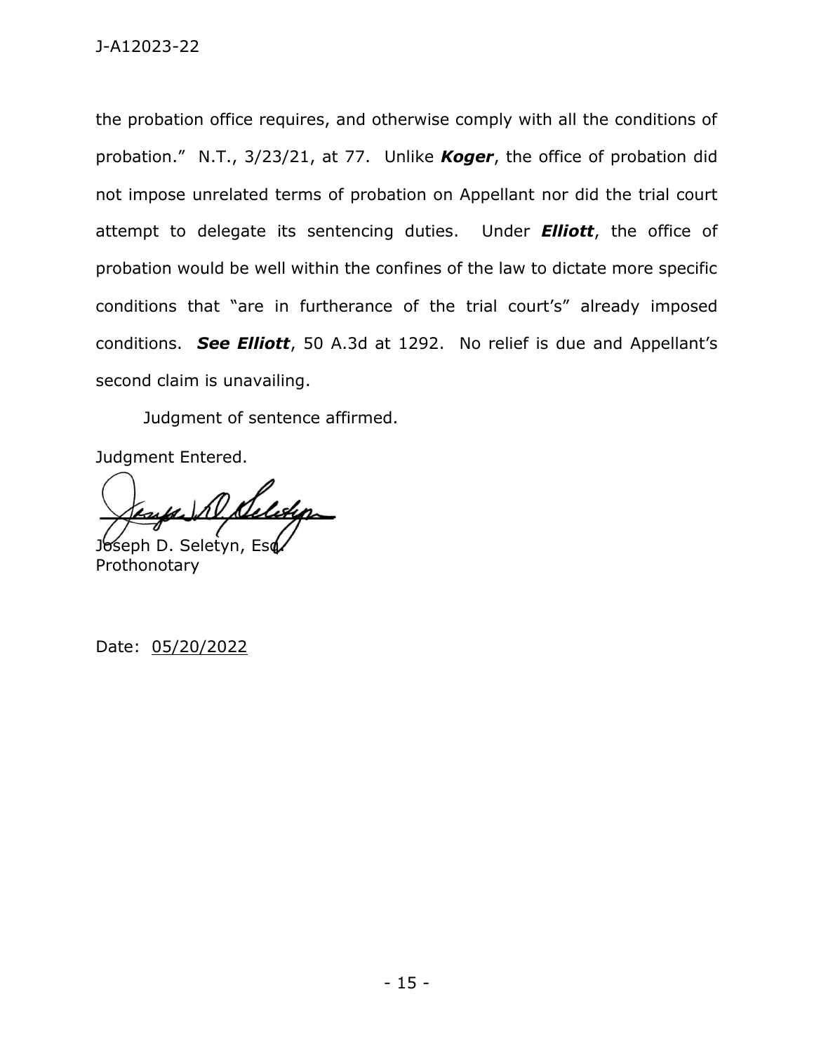the probation office requires, and otherwise comply with all the conditions of probation." N.T., 3/23/21, at 77. Unlike ***Koger***, the office of probation did not impose unrelated terms of probation on Appellant nor did the trial court attempt to delegate its sentencing duties. Under ***Elliott***, the office of probation would be well within the confines of the law to dictate more specific conditions that "are in furtherance of the trial court's" already imposed conditions. ***See Elliott***, 50 A.3d at 1292. No relief is due and Appellant's second claim is unavailing.

Judgment of sentence affirmed.

Judgment Entered.

Joseph D. Seletyn, Esq.
Prothonotary

Date: 05/20/2022